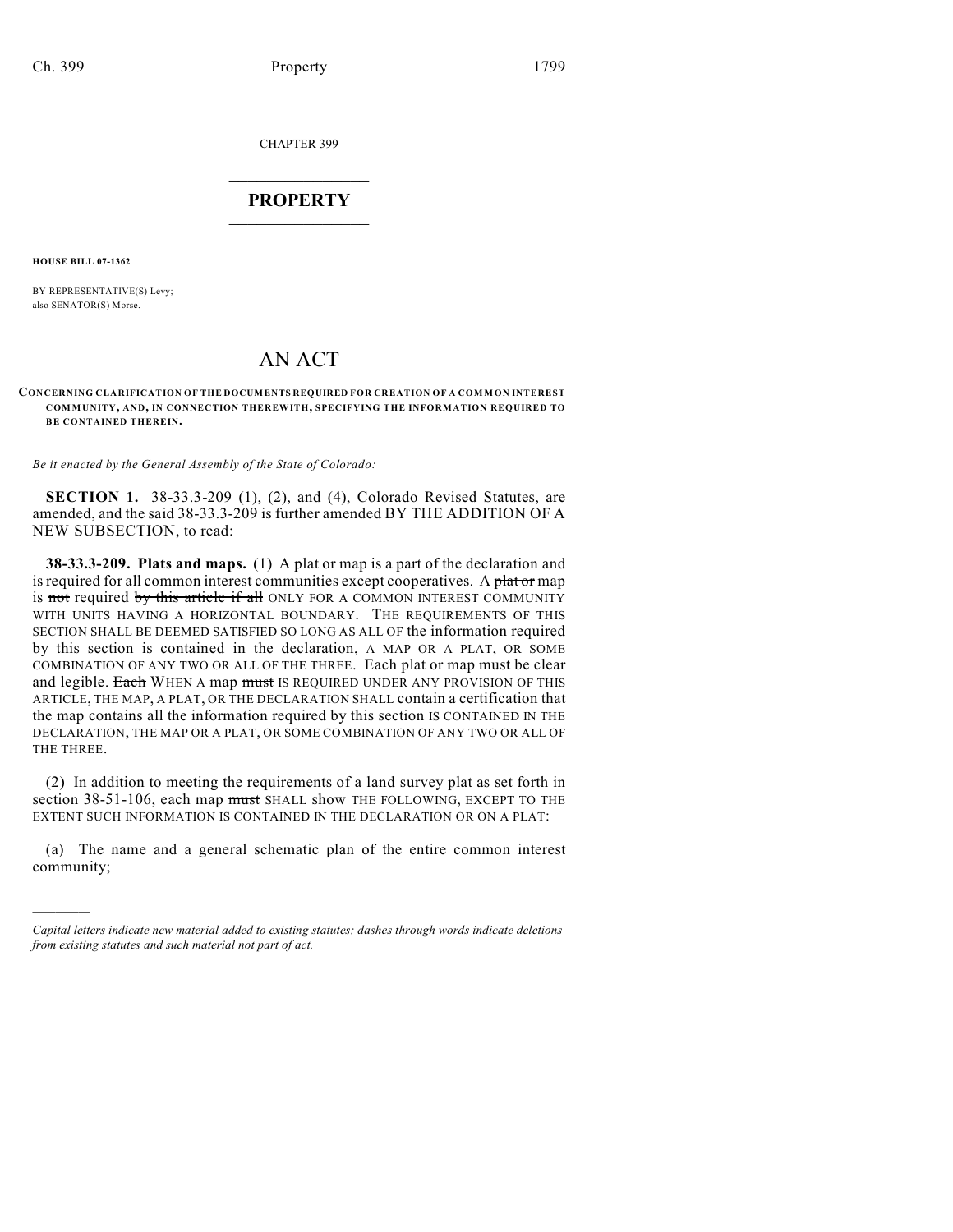CHAPTER 399

# PROPERTY

**HOUSE BILL 07-1362**

BY REPRESENTATIVE(S) Levy;
also SENATOR(S) Morse.

# AN ACT

**CONCERNING CLARIFICATION OF THE DOCUMENTS REQUIRED FOR CREATION OF A COMMON INTEREST COMMUNITY, AND, IN CONNECTION THEREWITH, SPECIFYING THE INFORMATION REQUIRED TO BE CONTAINED THEREIN.**

*Be it enacted by the General Assembly of the State of Colorado:*

**SECTION 1.** 38-33.3-209 (1), (2), and (4), Colorado Revised Statutes, are amended, and the said 38-33.3-209 is further amended BY THE ADDITION OF A NEW SUBSECTION, to read:

**38-33.3-209. Plats and maps.** (1) A plat or map is a part of the declaration and is required for all common interest communities except cooperatives. A ~~plat or~~ map is ~~not~~ required ~~by this article if all~~ ONLY FOR A COMMON INTEREST COMMUNITY WITH UNITS HAVING A HORIZONTAL BOUNDARY. THE REQUIREMENTS OF THIS SECTION SHALL BE DEEMED SATISFIED SO LONG AS ALL OF the information required by this section is contained in the declaration, A MAP OR A PLAT, OR SOME COMBINATION OF ANY TWO OR ALL OF THE THREE. Each plat or map must be clear and legible. ~~Each~~ WHEN A map ~~must~~ IS REQUIRED UNDER ANY PROVISION OF THIS ARTICLE, THE MAP, A PLAT, OR THE DECLARATION SHALL contain a certification that ~~the map contains~~ all ~~the~~ information required by this section IS CONTAINED IN THE DECLARATION, THE MAP OR A PLAT, OR SOME COMBINATION OF ANY TWO OR ALL OF THE THREE.

(2) In addition to meeting the requirements of a land survey plat as set forth in section 38-51-106, each map ~~must~~ SHALL show THE FOLLOWING, EXCEPT TO THE EXTENT SUCH INFORMATION IS CONTAINED IN THE DECLARATION OR ON A PLAT:

(a) The name and a general schematic plan of the entire common interest community;

---

*Capital letters indicate new material added to existing statutes; dashes through words indicate deletions from existing statutes and such material not part of act.*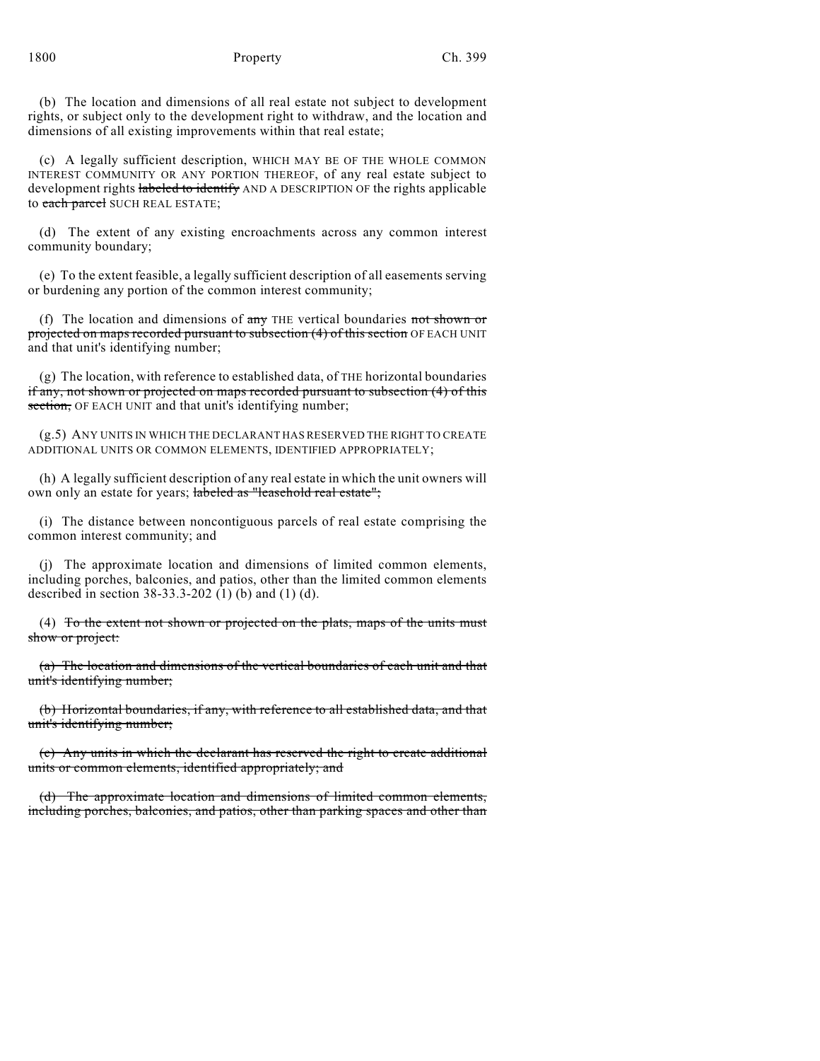(b) The location and dimensions of all real estate not subject to development rights, or subject only to the development right to withdraw, and the location and dimensions of all existing improvements within that real estate;

(c) A legally sufficient description, WHICH MAY BE OF THE WHOLE COMMON INTEREST COMMUNITY OR ANY PORTION THEREOF, of any real estate subject to development rights ~~labeled to identify~~ AND A DESCRIPTION OF the rights applicable to ~~each parcel~~ SUCH REAL ESTATE;

(d) The extent of any existing encroachments across any common interest community boundary;

(e) To the extent feasible, a legally sufficient description of all easements serving or burdening any portion of the common interest community;

(f) The location and dimensions of ~~any~~ THE vertical boundaries ~~not shown or projected on maps recorded pursuant to subsection (4) of this section~~ OF EACH UNIT and that unit's identifying number;

(g) The location, with reference to established data, of THE horizontal boundaries ~~if any, not shown or projected on maps recorded pursuant to subsection (4) of this section,~~ OF EACH UNIT and that unit's identifying number;

(g.5) ANY UNITS IN WHICH THE DECLARANT HAS RESERVED THE RIGHT TO CREATE ADDITIONAL UNITS OR COMMON ELEMENTS, IDENTIFIED APPROPRIATELY;

(h) A legally sufficient description of any real estate in which the unit owners will own only an estate for years; ~~labeled as "leasehold real estate";~~

(i) The distance between noncontiguous parcels of real estate comprising the common interest community; and

(j) The approximate location and dimensions of limited common elements, including porches, balconies, and patios, other than the limited common elements described in section 38-33.3-202 (1) (b) and (1) (d).

(4) ~~To the extent not shown or projected on the plats, maps of the units must show or project:~~

~~(a) The location and dimensions of the vertical boundaries of each unit and that unit's identifying number;~~

~~(b) Horizontal boundaries, if any, with reference to all established data, and that unit's identifying number;~~

~~(c) Any units in which the declarant has reserved the right to create additional units or common elements, identified appropriately; and~~

~~(d) The approximate location and dimensions of limited common elements, including porches, balconies, and patios, other than parking spaces and other than~~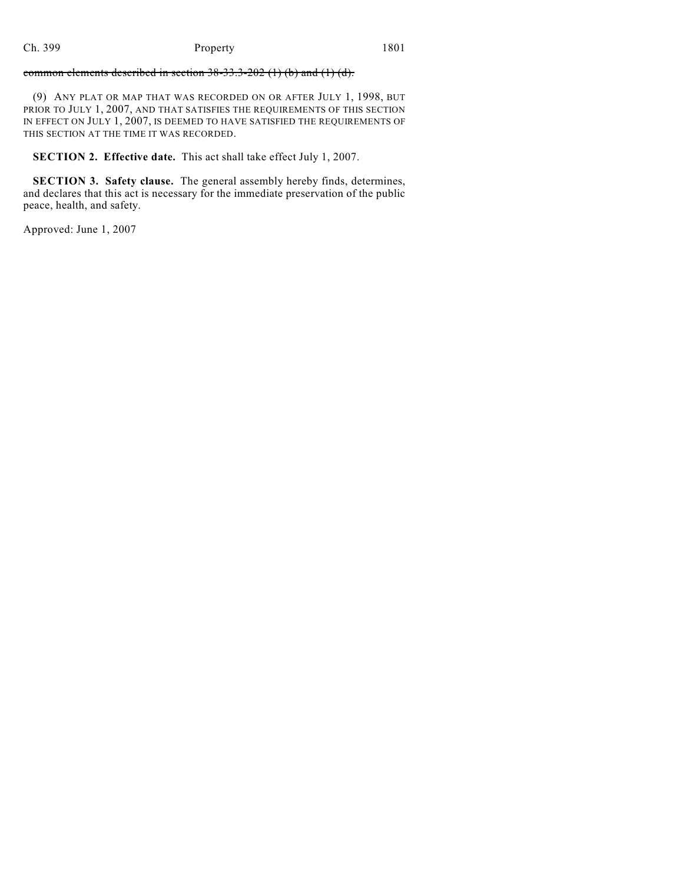~~common elements described in section 38-33.3-202 (1) (b) and (1) (d).~~

(9) ANY PLAT OR MAP THAT WAS RECORDED ON OR AFTER JULY 1, 1998, BUT PRIOR TO JULY 1, 2007, AND THAT SATISFIES THE REQUIREMENTS OF THIS SECTION IN EFFECT ON JULY 1, 2007, IS DEEMED TO HAVE SATISFIED THE REQUIREMENTS OF THIS SECTION AT THE TIME IT WAS RECORDED.

**SECTION 2. Effective date.** This act shall take effect July 1, 2007.

**SECTION 3. Safety clause.** The general assembly hereby finds, determines, and declares that this act is necessary for the immediate preservation of the public peace, health, and safety.

Approved: June 1, 2007